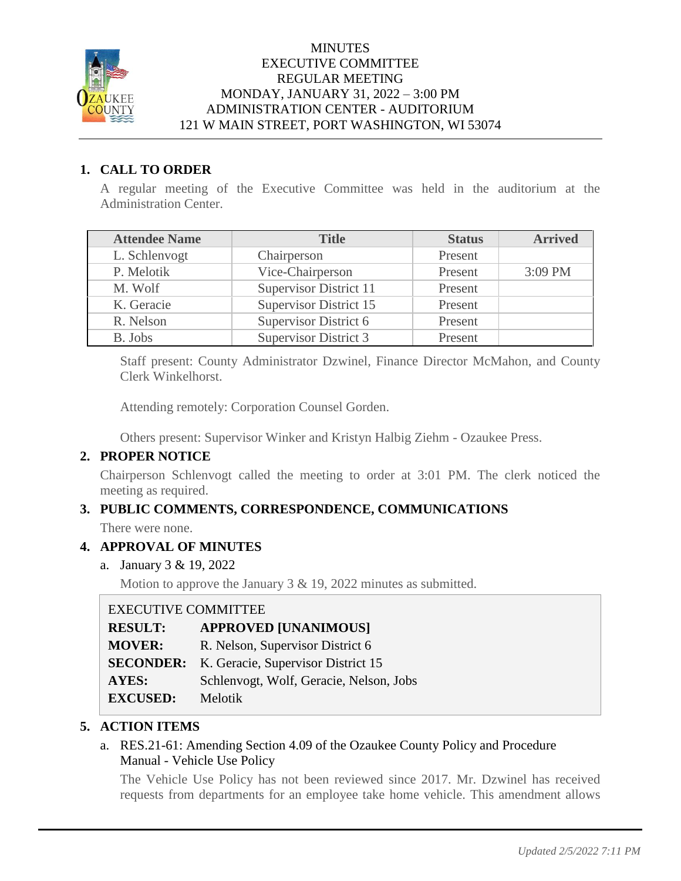MINUTES
EXECUTIVE COMMITTEE
REGULAR MEETING
MONDAY, JANUARY 31, 2022 – 3:00 PM
ADMINISTRATION CENTER - AUDITORIUM
121 W MAIN STREET, PORT WASHINGTON, WI 53074

## 1. CALL TO ORDER

A regular meeting of the Executive Committee was held in the auditorium at the Administration Center.

| Attendee Name | Title | Status | Arrived |
|---|---|---|---|
| L. Schlenvogt | Chairperson | Present | |
| P. Melotik | Vice-Chairperson | Present | 3:09 PM |
| M. Wolf | Supervisor District 11 | Present | |
| K. Geracie | Supervisor District 15 | Present | |
| R. Nelson | Supervisor District 6 | Present | |
| B. Jobs | Supervisor District 3 | Present | |

Staff present: County Administrator Dzwinel, Finance Director McMahon, and County Clerk Winkelhorst.

Attending remotely: Corporation Counsel Gorden.

Others present: Supervisor Winker and Kristyn Halbig Ziehm - Ozaukee Press.

## 2. PROPER NOTICE

Chairperson Schlenvogt called the meeting to order at 3:01 PM. The clerk noticed the meeting as required.

## 3. PUBLIC COMMENTS, CORRESPONDENCE, COMMUNICATIONS

There were none.

## 4. APPROVAL OF MINUTES

a. January 3 & 19, 2022

Motion to approve the January 3 & 19, 2022 minutes as submitted.

EXECUTIVE COMMITTEE

| | |
|---|---|
| **RESULT:** | **APPROVED [UNANIMOUS]** |
| **MOVER:** | R. Nelson, Supervisor District 6 |
| **SECONDER:** | K. Geracie, Supervisor District 15 |
| **AYES:** | Schlenvogt, Wolf, Geracie, Nelson, Jobs |
| **EXCUSED:** | Melotik |

## 5. ACTION ITEMS

a. RES.21-61: Amending Section 4.09 of the Ozaukee County Policy and Procedure Manual - Vehicle Use Policy

The Vehicle Use Policy has not been reviewed since 2017. Mr. Dzwinel has received requests from departments for an employee take home vehicle. This amendment allows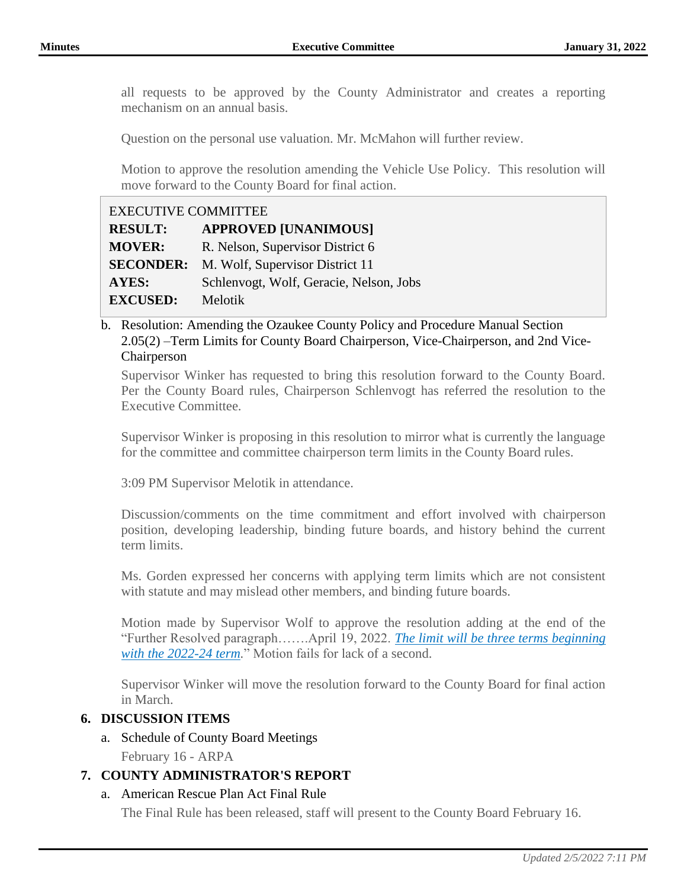all requests to be approved by the County Administrator and creates a reporting mechanism on an annual basis.

Question on the personal use valuation. Mr. McMahon will further review.

Motion to approve the resolution amending the Vehicle Use Policy. This resolution will move forward to the County Board for final action.

| EXECUTIVE COMMITTEE | |
|---|---|
| **RESULT:** | **APPROVED [UNANIMOUS]** |
| **MOVER:** | R. Nelson, Supervisor District 6 |
| **SECONDER:** | M. Wolf, Supervisor District 11 |
| **AYES:** | Schlenvogt, Wolf, Geracie, Nelson, Jobs |
| **EXCUSED:** | Melotik |

b. Resolution: Amending the Ozaukee County Policy and Procedure Manual Section 2.05(2) –Term Limits for County Board Chairperson, Vice-Chairperson, and 2nd Vice-Chairperson

Supervisor Winker has requested to bring this resolution forward to the County Board. Per the County Board rules, Chairperson Schlenvogt has referred the resolution to the Executive Committee.

Supervisor Winker is proposing in this resolution to mirror what is currently the language for the committee and committee chairperson term limits in the County Board rules.

3:09 PM Supervisor Melotik in attendance.

Discussion/comments on the time commitment and effort involved with chairperson position, developing leadership, binding future boards, and history behind the current term limits.

Ms. Gorden expressed her concerns with applying term limits which are not consistent with statute and may mislead other members, and binding future boards.

Motion made by Supervisor Wolf to approve the resolution adding at the end of the "Further Resolved paragraph…….April 19, 2022. ***The limit will be three terms beginning with the 2022-24 term***." Motion fails for lack of a second.

Supervisor Winker will move the resolution forward to the County Board for final action in March.

## 6. DISCUSSION ITEMS

a. Schedule of County Board Meetings

February 16 - ARPA

## 7. COUNTY ADMINISTRATOR'S REPORT

a. American Rescue Plan Act Final Rule

The Final Rule has been released, staff will present to the County Board February 16.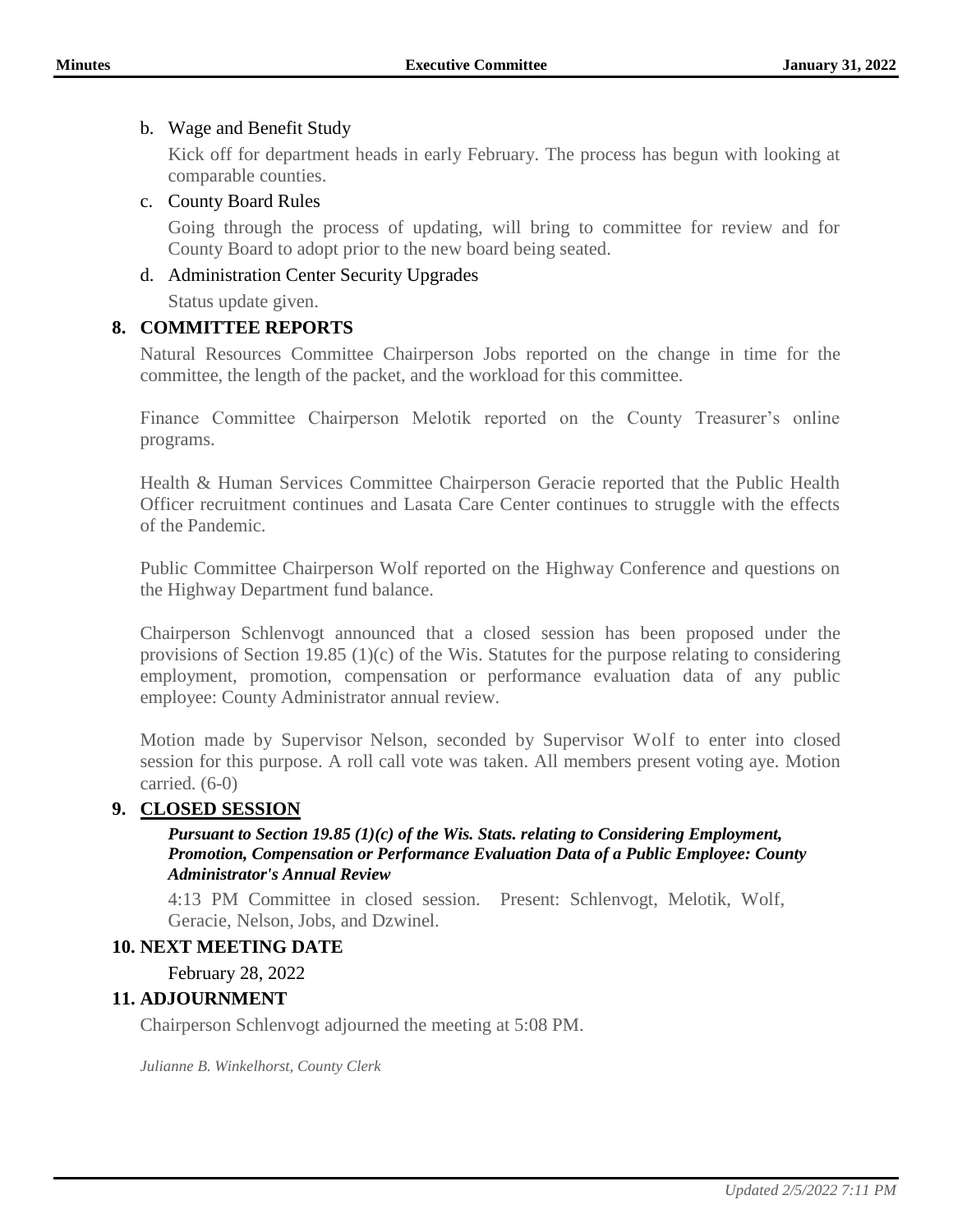b. Wage and Benefit Study

   Kick off for department heads in early February. The process has begun with looking at comparable counties.

c. County Board Rules

   Going through the process of updating, will bring to committee for review and for County Board to adopt prior to the new board being seated.

d. Administration Center Security Upgrades

   Status update given.

## 8. COMMITTEE REPORTS

Natural Resources Committee Chairperson Jobs reported on the change in time for the committee, the length of the packet, and the workload for this committee.

Finance Committee Chairperson Melotik reported on the County Treasurer's online programs.

Health & Human Services Committee Chairperson Geracie reported that the Public Health Officer recruitment continues and Lasata Care Center continues to struggle with the effects of the Pandemic.

Public Committee Chairperson Wolf reported on the Highway Conference and questions on the Highway Department fund balance.

Chairperson Schlenvogt announced that a closed session has been proposed under the provisions of Section 19.85 (1)(c) of the Wis. Statutes for the purpose relating to considering employment, promotion, compensation or performance evaluation data of any public employee: County Administrator annual review.

Motion made by Supervisor Nelson, seconded by Supervisor Wolf to enter into closed session for this purpose. A roll call vote was taken. All members present voting aye. Motion carried. (6-0)

## 9. CLOSED SESSION

***Pursuant to Section 19.85 (1)(c) of the Wis. Stats. relating to Considering Employment, Promotion, Compensation or Performance Evaluation Data of a Public Employee: County Administrator's Annual Review***

4:13 PM Committee in closed session. Present: Schlenvogt, Melotik, Wolf, Geracie, Nelson, Jobs, and Dzwinel.

## 10. NEXT MEETING DATE

February 28, 2022

## 11. ADJOURNMENT

Chairperson Schlenvogt adjourned the meeting at 5:08 PM.

*Julianne B. Winkelhorst, County Clerk*